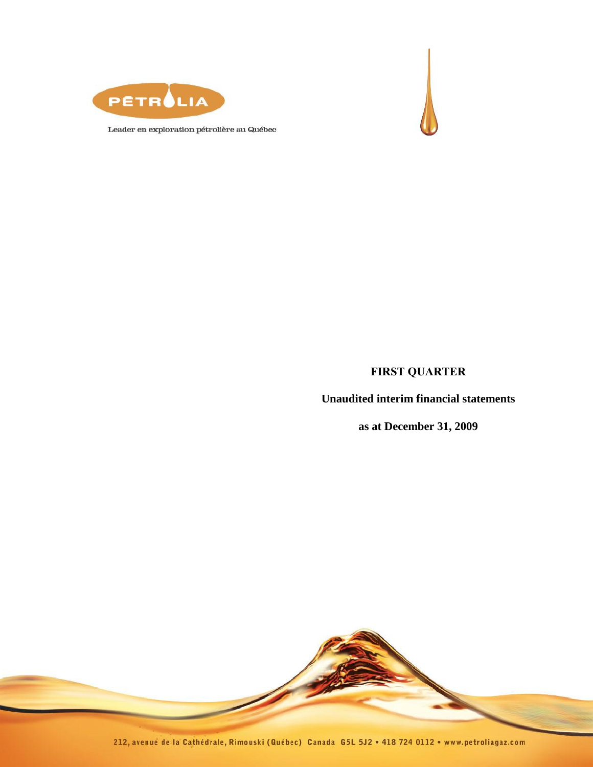PÉTROLIA

Leader en exploration pétrolière au Québec

**FIRST QUARTER**

**Unaudited interim financial statements**

**as at December 31, 2009**

212, avenue de la Cathédrale, Rimouski (Québec) Canada G5L 5J2 • 418 724 0112 • www.petroliagaz.com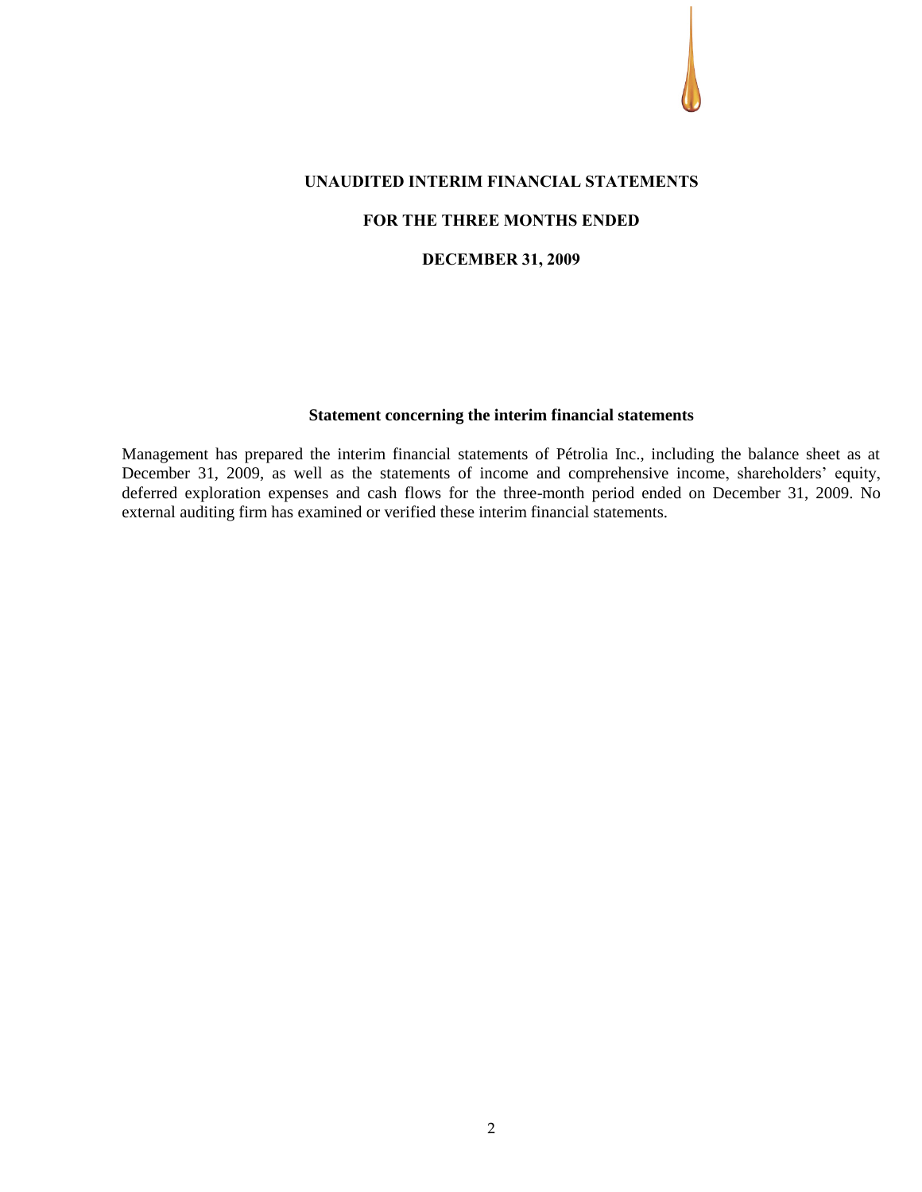# UNAUDITED INTERIM FINANCIAL STATEMENTS

## FOR THE THREE MONTHS ENDED

## DECEMBER 31, 2009

### Statement concerning the interim financial statements

Management has prepared the interim financial statements of Pétrolia Inc., including the balance sheet as at December 31, 2009, as well as the statements of income and comprehensive income, shareholders' equity, deferred exploration expenses and cash flows for the three-month period ended on December 31, 2009. No external auditing firm has examined or verified these interim financial statements.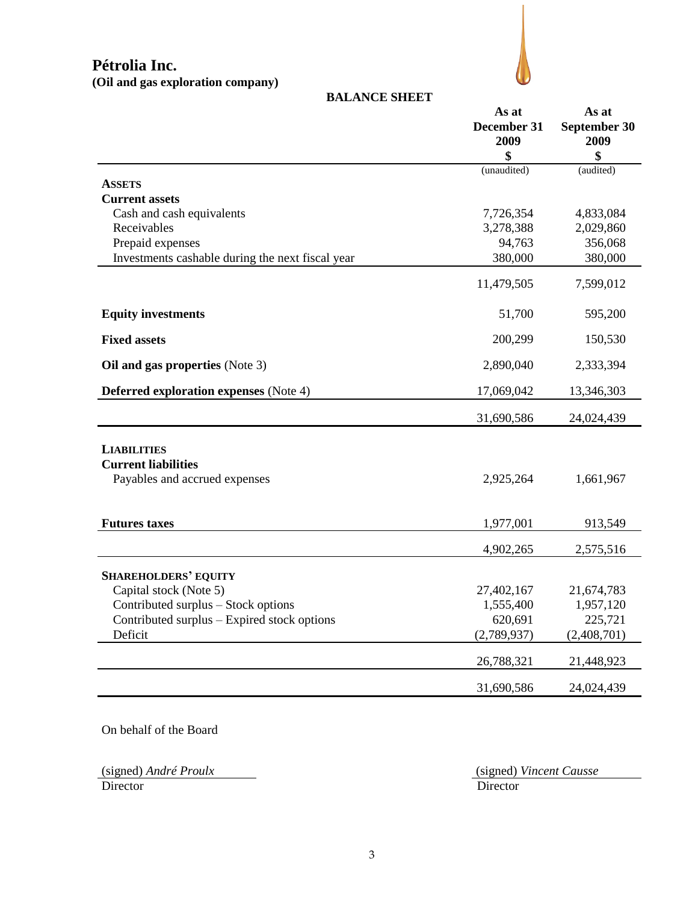# Pétrolia Inc.

**(Oil and gas exploration company)**

## BALANCE SHEET

| | As at December 31 2009 $ | As at September 30 2009 $ |
|---|---|---|
| | (unaudited) | (audited) |
| **ASSETS** | | |
| **Current assets** | | |
| Cash and cash equivalents | 7,726,354 | 4,833,084 |
| Receivables | 3,278,388 | 2,029,860 |
| Prepaid expenses | 94,763 | 356,068 |
| Investments cashable during the next fiscal year | 380,000 | 380,000 |
| | 11,479,505 | 7,599,012 |
| **Equity investments** | 51,700 | 595,200 |
| **Fixed assets** | 200,299 | 150,530 |
| **Oil and gas properties** (Note 3) | 2,890,040 | 2,333,394 |
| **Deferred exploration expenses** (Note 4) | 17,069,042 | 13,346,303 |
| | 31,690,586 | 24,024,439 |
| **LIABILITIES** | | |
| **Current liabilities** | | |
| Payables and accrued expenses | 2,925,264 | 1,661,967 |
| **Futures taxes** | 1,977,001 | 913,549 |
| | 4,902,265 | 2,575,516 |
| **SHAREHOLDERS' EQUITY** | | |
| Capital stock (Note 5) | 27,402,167 | 21,674,783 |
| Contributed surplus – Stock options | 1,555,400 | 1,957,120 |
| Contributed surplus – Expired stock options | 620,691 | 225,721 |
| Deficit | (2,789,937) | (2,408,701) |
| | 26,788,321 | 21,448,923 |
| | 31,690,586 | 24,024,439 |

On behalf of the Board

(signed) *André Proulx*
Director

(signed) *Vincent Causse*
Director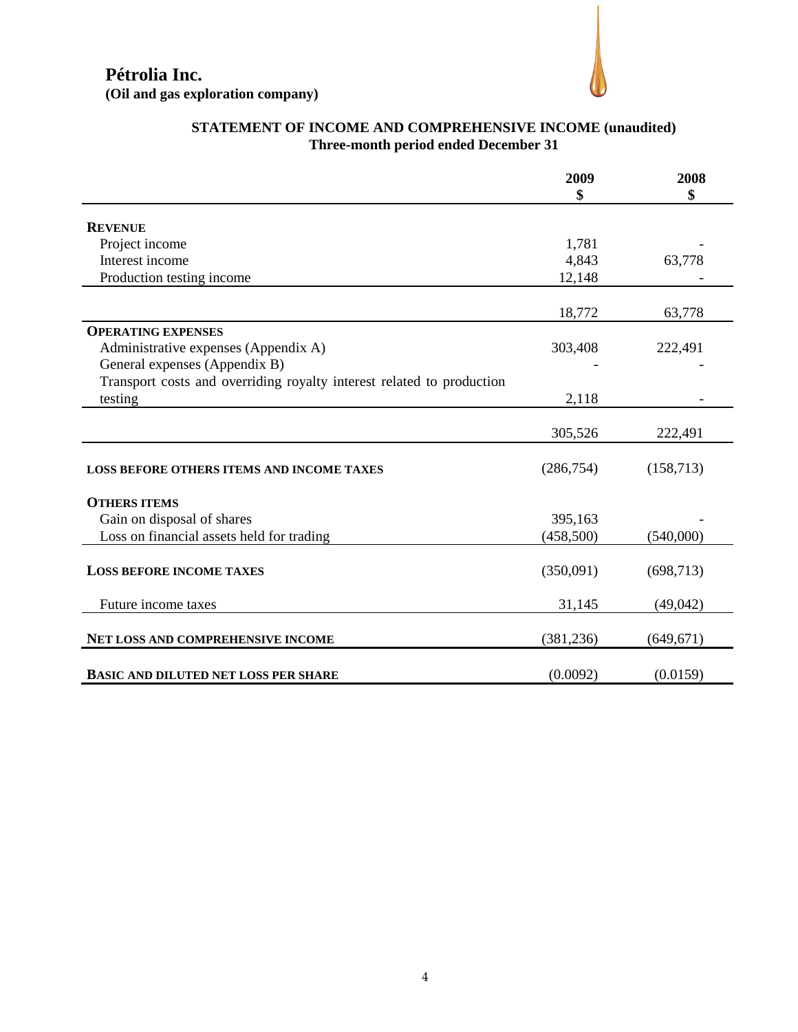# Pétrolia Inc.
**(Oil and gas exploration company)**

## STATEMENT OF INCOME AND COMPREHENSIVE INCOME (unaudited)
**Three-month period ended December 31**

| | 2009<br>$ | 2008<br>$ |
|---|---|---|
| **REVENUE** | | |
| Project income | 1,781 | - |
| Interest income | 4,843 | 63,778 |
| Production testing income | 12,148 | - |
| | 18,772 | 63,778 |
| **OPERATING EXPENSES** | | |
| Administrative expenses (Appendix A) | 303,408 | 222,491 |
| General expenses (Appendix B) | - | - |
| Transport costs and overriding royalty interest related to production testing | 2,118 | - |
| | 305,526 | 222,491 |
| **LOSS BEFORE OTHERS ITEMS AND INCOME TAXES** | (286,754) | (158,713) |
| **OTHERS ITEMS** | | |
| Gain on disposal of shares | 395,163 | - |
| Loss on financial assets held for trading | (458,500) | (540,000) |
| **LOSS BEFORE INCOME TAXES** | (350,091) | (698,713) |
| Future income taxes | 31,145 | (49,042) |
| **NET LOSS AND COMPREHENSIVE INCOME** | (381,236) | (649,671) |
| **BASIC AND DILUTED NET LOSS PER SHARE** | (0.0092) | (0.0159) |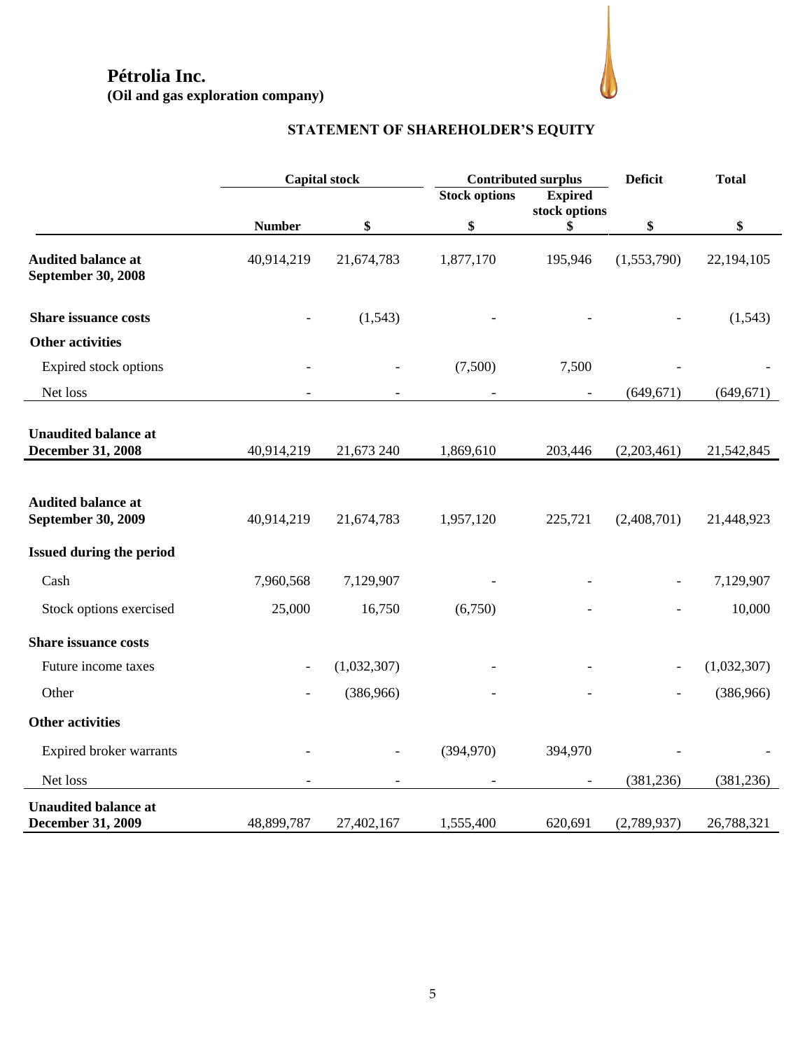# Pétrolia Inc.
**(Oil and gas exploration company)**

## STATEMENT OF SHAREHOLDER'S EQUITY

| | Capital stock | | Contributed surplus | | Deficit | Total |
|---|---|---|---|---|---|---|
| | | | Stock options | Expired stock options | | |
| | Number | $ | $ | $ | $ | $ |
| **Audited balance at September 30, 2008** | 40,914,219 | 21,674,783 | 1,877,170 | 195,946 | (1,553,790) | 22,194,105 |
| **Share issuance costs** | - | (1,543) | - | - | - | (1,543) |
| **Other activities** | | | | | | |
| Expired stock options | - | - | (7,500) | 7,500 | - | - |
| Net loss | - | - | - | - | (649,671) | (649,671) |
| **Unaudited balance at December 31, 2008** | 40,914,219 | 21,673 240 | 1,869,610 | 203,446 | (2,203,461) | 21,542,845 |
| **Audited balance at September 30, 2009** | 40,914,219 | 21,674,783 | 1,957,120 | 225,721 | (2,408,701) | 21,448,923 |
| **Issued during the period** | | | | | | |
| Cash | 7,960,568 | 7,129,907 | - | - | - | 7,129,907 |
| Stock options exercised | 25,000 | 16,750 | (6,750) | - | - | 10,000 |
| **Share issuance costs** | | | | | | |
| Future income taxes | - | (1,032,307) | - | - | - | (1,032,307) |
| Other | - | (386,966) | - | - | - | (386,966) |
| **Other activities** | | | | | | |
| Expired broker warrants | - | - | (394,970) | 394,970 | - | - |
| Net loss | - | - | - | - | (381,236) | (381,236) |
| **Unaudited balance at December 31, 2009** | 48,899,787 | 27,402,167 | 1,555,400 | 620,691 | (2,789,937) | 26,788,321 |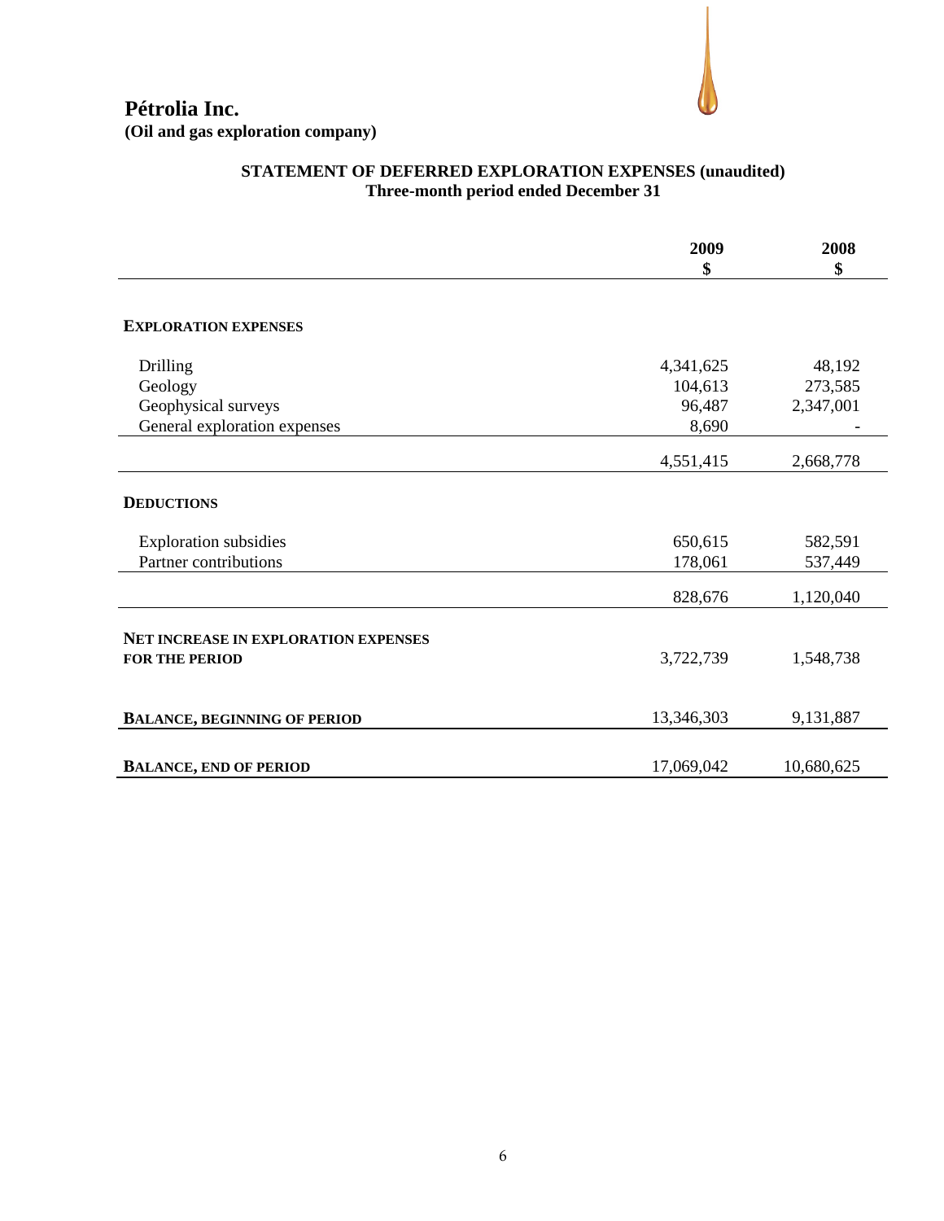# Pétrolia Inc.

**(Oil and gas exploration company)**

## STATEMENT OF DEFERRED EXPLORATION EXPENSES (unaudited)
### Three-month period ended December 31

| | 2009<br>$ | 2008<br>$ |
|---|---|---|
| **EXPLORATION EXPENSES** | | |
| Drilling | 4,341,625 | 48,192 |
| Geology | 104,613 | 273,585 |
| Geophysical surveys | 96,487 | 2,347,001 |
| General exploration expenses | 8,690 | - |
| | 4,551,415 | 2,668,778 |
| **DEDUCTIONS** | | |
| Exploration subsidies | 650,615 | 582,591 |
| Partner contributions | 178,061 | 537,449 |
| | 828,676 | 1,120,040 |
| **NET INCREASE IN EXPLORATION EXPENSES FOR THE PERIOD** | 3,722,739 | 1,548,738 |
| **BALANCE, BEGINNING OF PERIOD** | 13,346,303 | 9,131,887 |
| **BALANCE, END OF PERIOD** | 17,069,042 | 10,680,625 |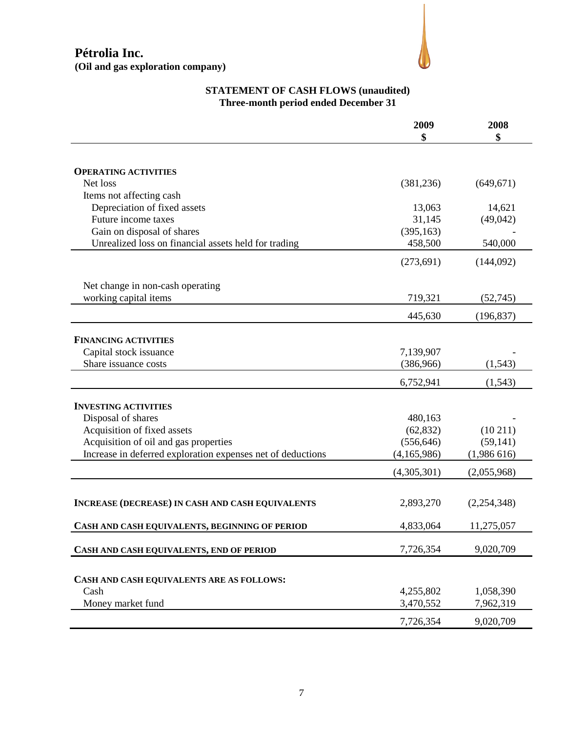# Pétrolia Inc.
**(Oil and gas exploration company)**

## STATEMENT OF CASH FLOWS (unaudited)
**Three-month period ended December 31**

| | 2009<br>$ | 2008<br>$ |
|---|---|---|
| **OPERATING ACTIVITIES** | | |
| Net loss | (381,236) | (649,671) |
| Items not affecting cash | | |
| Depreciation of fixed assets | 13,063 | 14,621 |
| Future income taxes | 31,145 | (49,042) |
| Gain on disposal of shares | (395,163) | - |
| Unrealized loss on financial assets held for trading | 458,500 | 540,000 |
| | (273,691) | (144,092) |
| Net change in non-cash operating working capital items | 719,321 | (52,745) |
| | 445,630 | (196,837) |
| **FINANCING ACTIVITIES** | | |
| Capital stock issuance | 7,139,907 | - |
| Share issuance costs | (386,966) | (1,543) |
| | 6,752,941 | (1,543) |
| **INVESTING ACTIVITIES** | | |
| Disposal of shares | 480,163 | - |
| Acquisition of fixed assets | (62,832) | (10 211) |
| Acquisition of oil and gas properties | (556,646) | (59,141) |
| Increase in deferred exploration expenses net of deductions | (4,165,986) | (1,986 616) |
| | (4,305,301) | (2,055,968) |
| **INCREASE (DECREASE) IN CASH AND CASH EQUIVALENTS** | 2,893,270 | (2,254,348) |
| **CASH AND CASH EQUIVALENTS, BEGINNING OF PERIOD** | 4,833,064 | 11,275,057 |
| **CASH AND CASH EQUIVALENTS, END OF PERIOD** | 7,726,354 | 9,020,709 |
| **CASH AND CASH EQUIVALENTS ARE AS FOLLOWS:** | | |
| Cash | 4,255,802 | 1,058,390 |
| Money market fund | 3,470,552 | 7,962,319 |
| | 7,726,354 | 9,020,709 |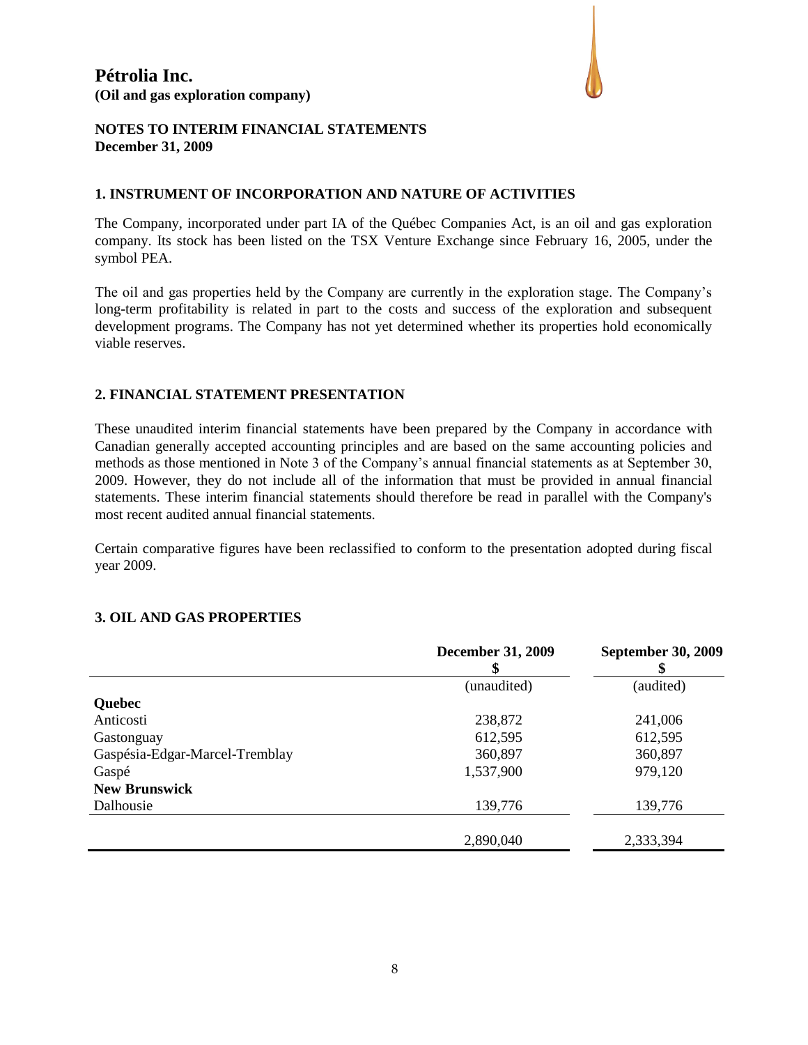# Pétrolia Inc.

**(Oil and gas exploration company)**

**NOTES TO INTERIM FINANCIAL STATEMENTS**
**December 31, 2009**

## 1. INSTRUMENT OF INCORPORATION AND NATURE OF ACTIVITIES

The Company, incorporated under part IA of the Québec Companies Act, is an oil and gas exploration company. Its stock has been listed on the TSX Venture Exchange since February 16, 2005, under the symbol PEA.

The oil and gas properties held by the Company are currently in the exploration stage. The Company's long-term profitability is related in part to the costs and success of the exploration and subsequent development programs. The Company has not yet determined whether its properties hold economically viable reserves.

## 2. FINANCIAL STATEMENT PRESENTATION

These unaudited interim financial statements have been prepared by the Company in accordance with Canadian generally accepted accounting principles and are based on the same accounting policies and methods as those mentioned in Note 3 of the Company's annual financial statements as at September 30, 2009. However, they do not include all of the information that must be provided in annual financial statements. These interim financial statements should therefore be read in parallel with the Company's most recent audited annual financial statements.

Certain comparative figures have been reclassified to conform to the presentation adopted during fiscal year 2009.

## 3. OIL AND GAS PROPERTIES

| | December 31, 2009 $ | September 30, 2009 $ |
|---|---|---|
| | (unaudited) | (audited) |
| **Quebec** | | |
| Anticosti | 238,872 | 241,006 |
| Gastonguay | 612,595 | 612,595 |
| Gaspésia-Edgar-Marcel-Tremblay | 360,897 | 360,897 |
| Gaspé | 1,537,900 | 979,120 |
| **New Brunswick** | | |
| Dalhousie | 139,776 | 139,776 |
| | 2,890,040 | 2,333,394 |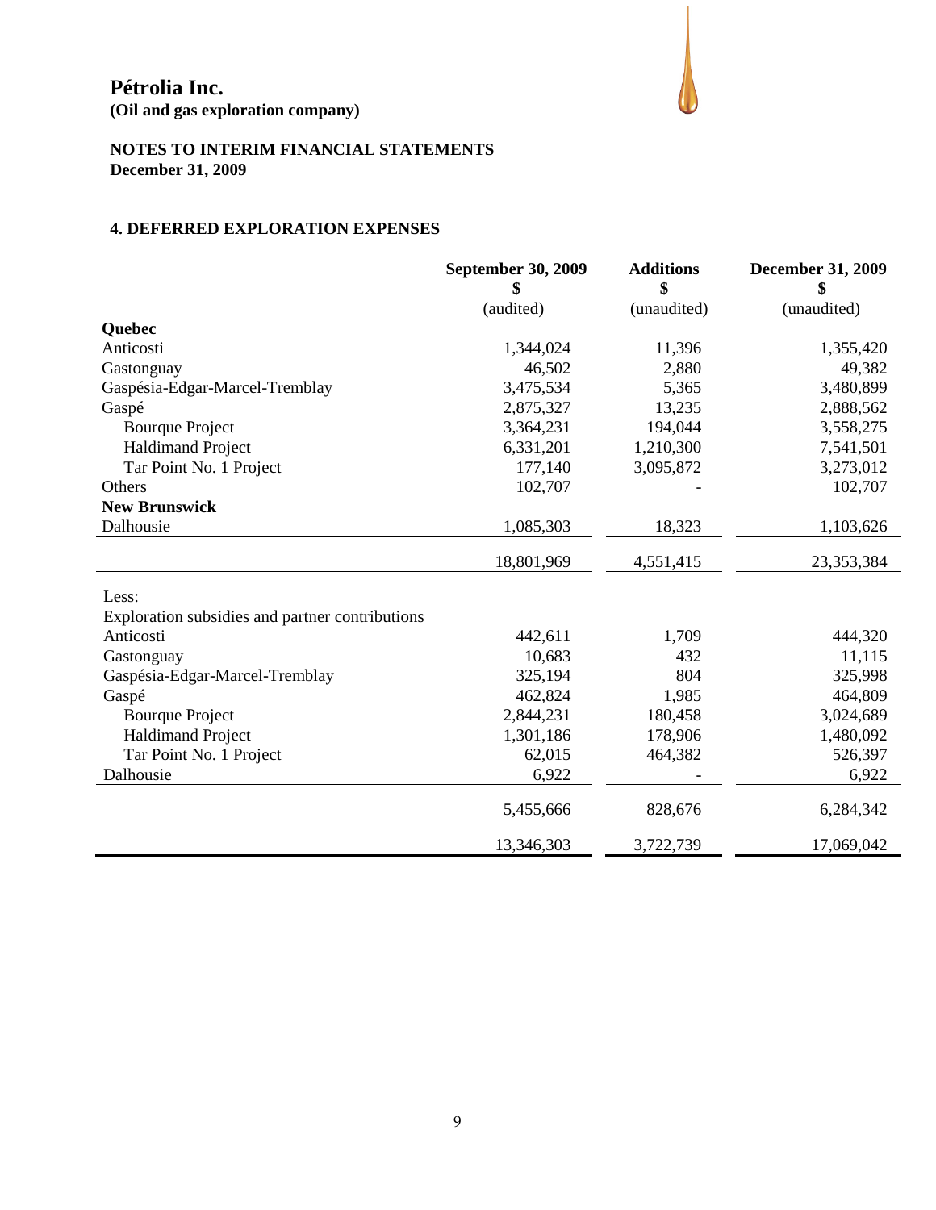**Pétrolia Inc.**
**(Oil and gas exploration company)**

**NOTES TO INTERIM FINANCIAL STATEMENTS**
**December 31, 2009**

## 4. DEFERRED EXPLORATION EXPENSES

| | September 30, 2009 $ | Additions $ | December 31, 2009 $ |
|---|---|---|---|
| | (audited) | (unaudited) | (unaudited) |
| **Quebec** | | | |
| Anticosti | 1,344,024 | 11,396 | 1,355,420 |
| Gastonguay | 46,502 | 2,880 | 49,382 |
| Gaspésia-Edgar-Marcel-Tremblay | 3,475,534 | 5,365 | 3,480,899 |
| Gaspé | 2,875,327 | 13,235 | 2,888,562 |
| Bourque Project | 3,364,231 | 194,044 | 3,558,275 |
| Haldimand Project | 6,331,201 | 1,210,300 | 7,541,501 |
| Tar Point No. 1 Project | 177,140 | 3,095,872 | 3,273,012 |
| Others | 102,707 | - | 102,707 |
| **New Brunswick** | | | |
| Dalhousie | 1,085,303 | 18,323 | 1,103,626 |
| | 18,801,969 | 4,551,415 | 23,353,384 |
| Less: | | | |
| Exploration subsidies and partner contributions | | | |
| Anticosti | 442,611 | 1,709 | 444,320 |
| Gastonguay | 10,683 | 432 | 11,115 |
| Gaspésia-Edgar-Marcel-Tremblay | 325,194 | 804 | 325,998 |
| Gaspé | 462,824 | 1,985 | 464,809 |
| Bourque Project | 2,844,231 | 180,458 | 3,024,689 |
| Haldimand Project | 1,301,186 | 178,906 | 1,480,092 |
| Tar Point No. 1 Project | 62,015 | 464,382 | 526,397 |
| Dalhousie | 6,922 | - | 6,922 |
| | 5,455,666 | 828,676 | 6,284,342 |
| | 13,346,303 | 3,722,739 | 17,069,042 |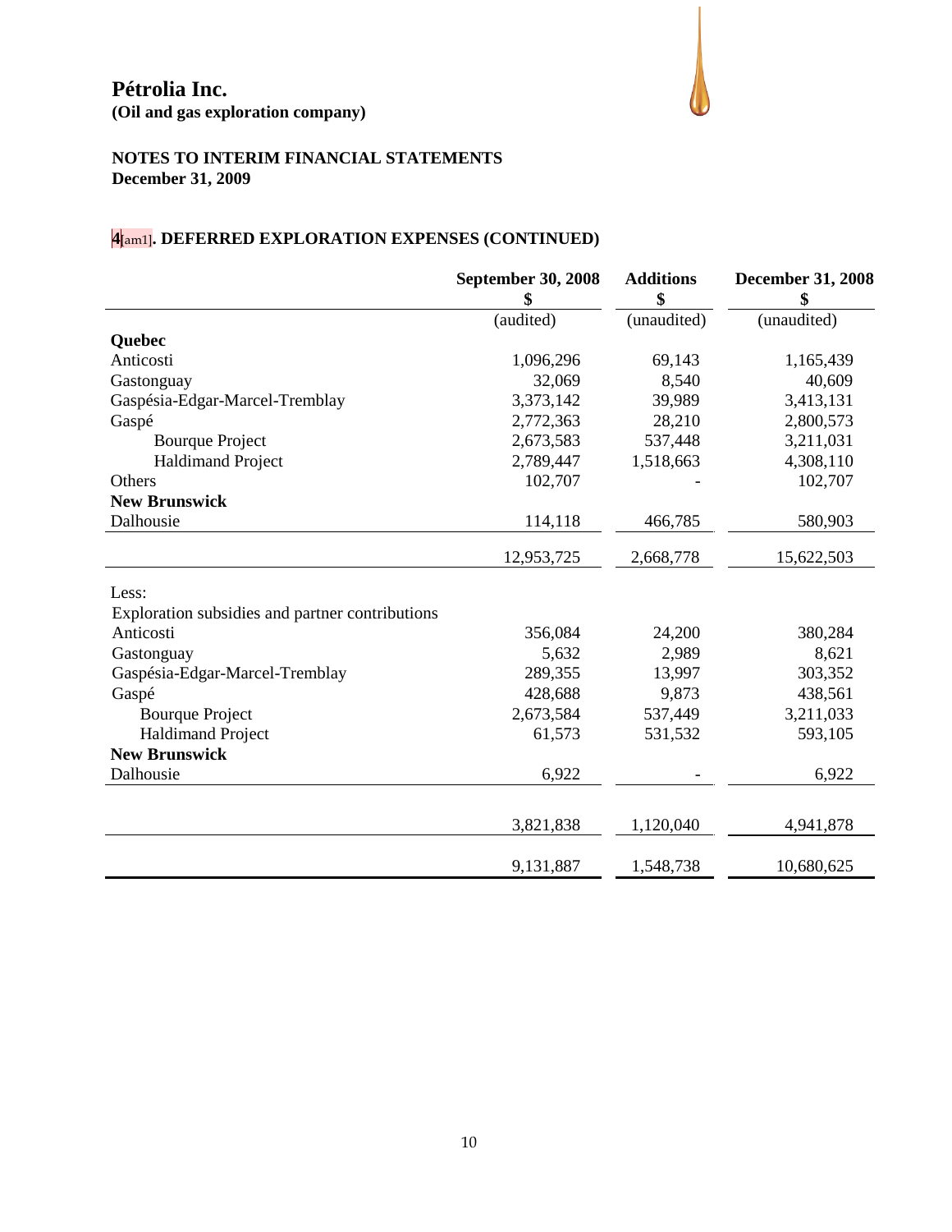# Pétrolia Inc.

**(Oil and gas exploration company)**

**NOTES TO INTERIM FINANCIAL STATEMENTS**
**December 31, 2009**

## 4[am1]. DEFERRED EXPLORATION EXPENSES (CONTINUED)

| | September 30, 2008<br>$ | Additions<br>$ | December 31, 2008<br>$ |
|---|---|---|---|
| | (audited) | (unaudited) | (unaudited) |
| **Quebec** | | | |
| Anticosti | 1,096,296 | 69,143 | 1,165,439 |
| Gastonguay | 32,069 | 8,540 | 40,609 |
| Gaspésia-Edgar-Marcel-Tremblay | 3,373,142 | 39,989 | 3,413,131 |
| Gaspé | 2,772,363 | 28,210 | 2,800,573 |
| Bourque Project | 2,673,583 | 537,448 | 3,211,031 |
| Haldimand Project | 2,789,447 | 1,518,663 | 4,308,110 |
| Others | 102,707 | - | 102,707 |
| **New Brunswick** | | | |
| Dalhousie | 114,118 | 466,785 | 580,903 |
| | 12,953,725 | 2,668,778 | 15,622,503 |
| Less: | | | |
| Exploration subsidies and partner contributions | | | |
| Anticosti | 356,084 | 24,200 | 380,284 |
| Gastonguay | 5,632 | 2,989 | 8,621 |
| Gaspésia-Edgar-Marcel-Tremblay | 289,355 | 13,997 | 303,352 |
| Gaspé | 428,688 | 9,873 | 438,561 |
| Bourque Project | 2,673,584 | 537,449 | 3,211,033 |
| Haldimand Project | 61,573 | 531,532 | 593,105 |
| **New Brunswick** | | | |
| Dalhousie | 6,922 | - | 6,922 |
| | 3,821,838 | 1,120,040 | 4,941,878 |
| | 9,131,887 | 1,548,738 | 10,680,625 |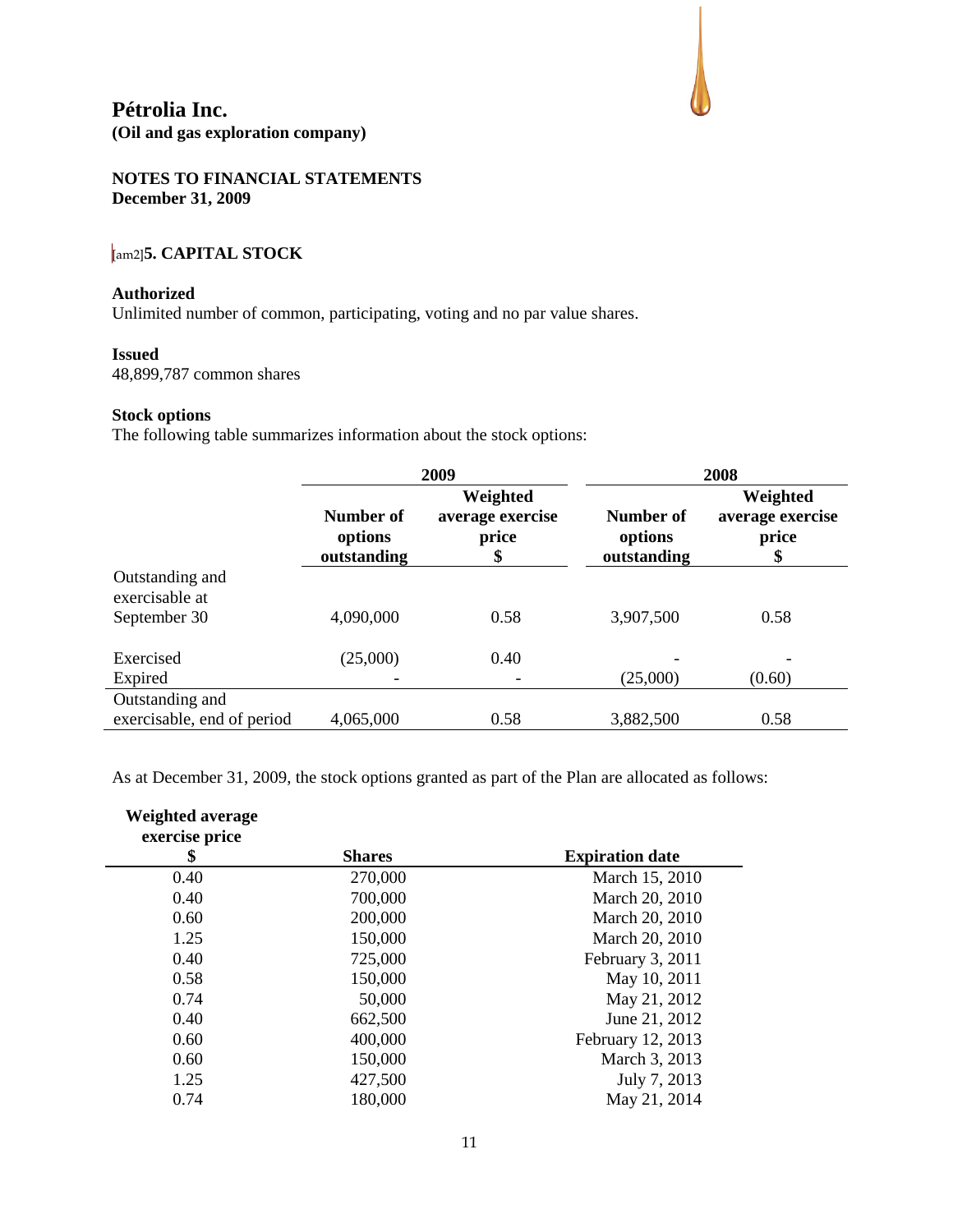**Pétrolia Inc.**
**(Oil and gas exploration company)**

**NOTES TO FINANCIAL STATEMENTS**
**December 31, 2009**

## [am2]5. CAPITAL STOCK

**Authorized**
Unlimited number of common, participating, voting and no par value shares.

**Issued**
48,899,787 common shares

**Stock options**
The following table summarizes information about the stock options:

| | 2009 | | 2008 | |
|---|---|---|---|---|
| | Number of options outstanding | Weighted average exercise price $ | Number of options outstanding | Weighted average exercise price $ |
| Outstanding and exercisable at September 30 | 4,090,000 | 0.58 | 3,907,500 | 0.58 |
| Exercised | (25,000) | 0.40 | - | - |
| Expired | - | - | (25,000) | (0.60) |
| Outstanding and exercisable, end of period | 4,065,000 | 0.58 | 3,882,500 | 0.58 |

As at December 31, 2009, the stock options granted as part of the Plan are allocated as follows:

| Weighted average exercise price $ | Shares | Expiration date |
|---|---|---|
| 0.40 | 270,000 | March 15, 2010 |
| 0.40 | 700,000 | March 20, 2010 |
| 0.60 | 200,000 | March 20, 2010 |
| 1.25 | 150,000 | March 20, 2010 |
| 0.40 | 725,000 | February 3, 2011 |
| 0.58 | 150,000 | May 10, 2011 |
| 0.74 | 50,000 | May 21, 2012 |
| 0.40 | 662,500 | June 21, 2012 |
| 0.60 | 400,000 | February 12, 2013 |
| 0.60 | 150,000 | March 3, 2013 |
| 1.25 | 427,500 | July 7, 2013 |
| 0.74 | 180,000 | May 21, 2014 |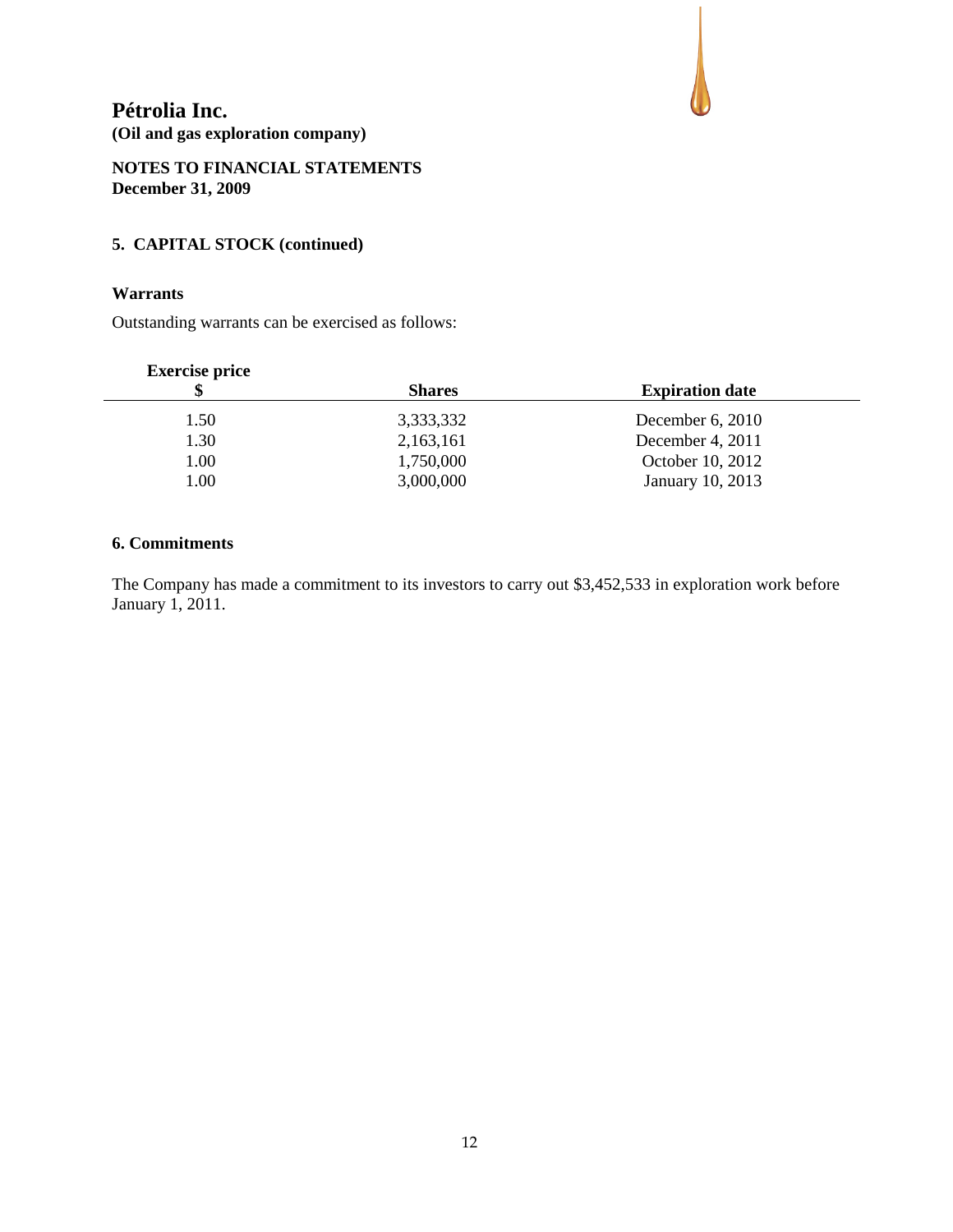**Pétrolia Inc.**
**(Oil and gas exploration company)**

**NOTES TO FINANCIAL STATEMENTS**
**December 31, 2009**

## 5. CAPITAL STOCK (continued)

### Warrants

Outstanding warrants can be exercised as follows:

| Exercise price $ | Shares | Expiration date |
|---|---|---|
| 1.50 | 3,333,332 | December 6, 2010 |
| 1.30 | 2,163,161 | December 4, 2011 |
| 1.00 | 1,750,000 | October 10, 2012 |
| 1.00 | 3,000,000 | January 10, 2013 |

## 6. Commitments

The Company has made a commitment to its investors to carry out $3,452,533 in exploration work before January 1, 2011.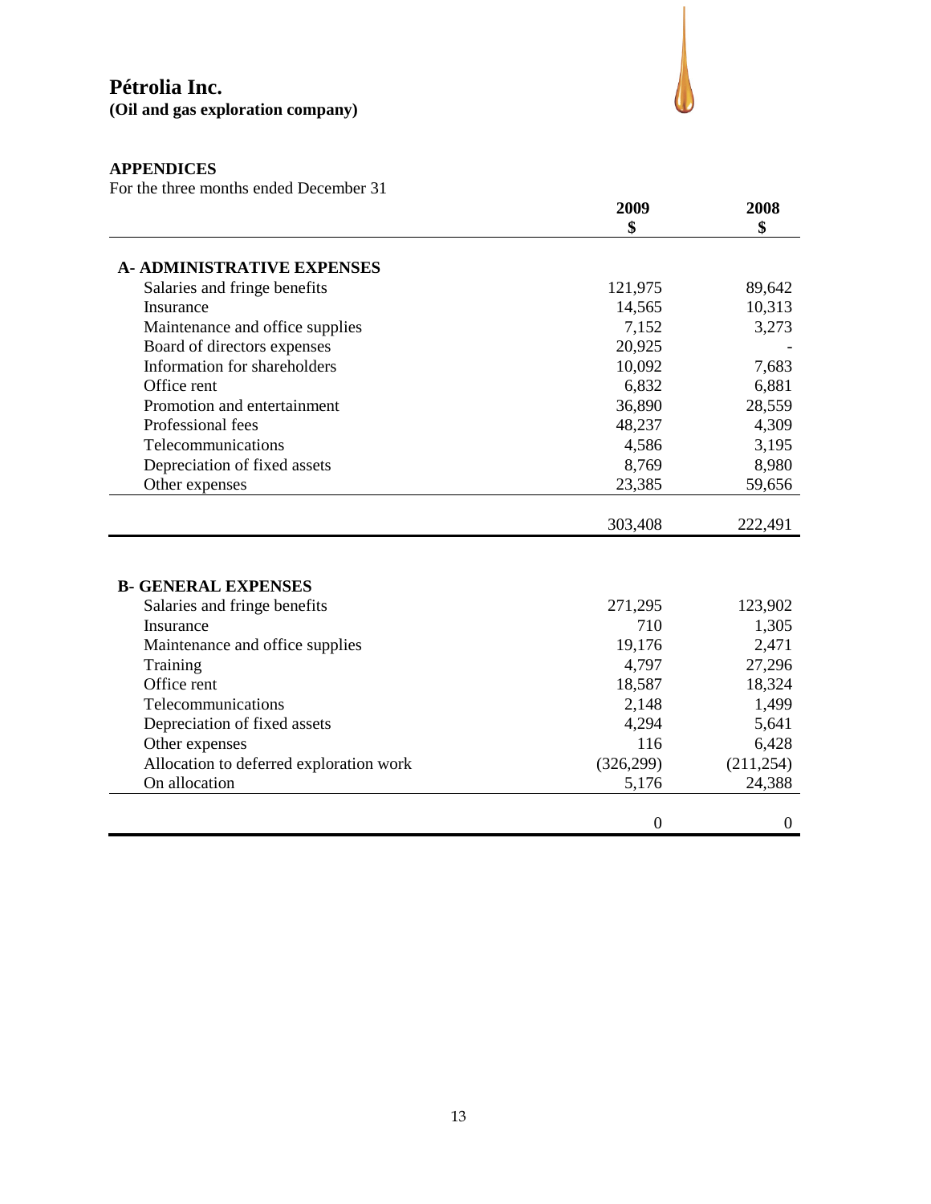**Pétrolia Inc.**
**(Oil and gas exploration company)**

**APPENDICES**

For the three months ended December 31

| | 2009 $ | 2008 $ |
|---|---|---|
| **A- ADMINISTRATIVE EXPENSES** | | |
| Salaries and fringe benefits | 121,975 | 89,642 |
| Insurance | 14,565 | 10,313 |
| Maintenance and office supplies | 7,152 | 3,273 |
| Board of directors expenses | 20,925 | - |
| Information for shareholders | 10,092 | 7,683 |
| Office rent | 6,832 | 6,881 |
| Promotion and entertainment | 36,890 | 28,559 |
| Professional fees | 48,237 | 4,309 |
| Telecommunications | 4,586 | 3,195 |
| Depreciation of fixed assets | 8,769 | 8,980 |
| Other expenses | 23,385 | 59,656 |
| | 303,408 | 222,491 |
| **B- GENERAL EXPENSES** | | |
| Salaries and fringe benefits | 271,295 | 123,902 |
| Insurance | 710 | 1,305 |
| Maintenance and office supplies | 19,176 | 2,471 |
| Training | 4,797 | 27,296 |
| Office rent | 18,587 | 18,324 |
| Telecommunications | 2,148 | 1,499 |
| Depreciation of fixed assets | 4,294 | 5,641 |
| Other expenses | 116 | 6,428 |
| Allocation to deferred exploration work | (326,299) | (211,254) |
| On allocation | 5,176 | 24,388 |
| | 0 | 0 |